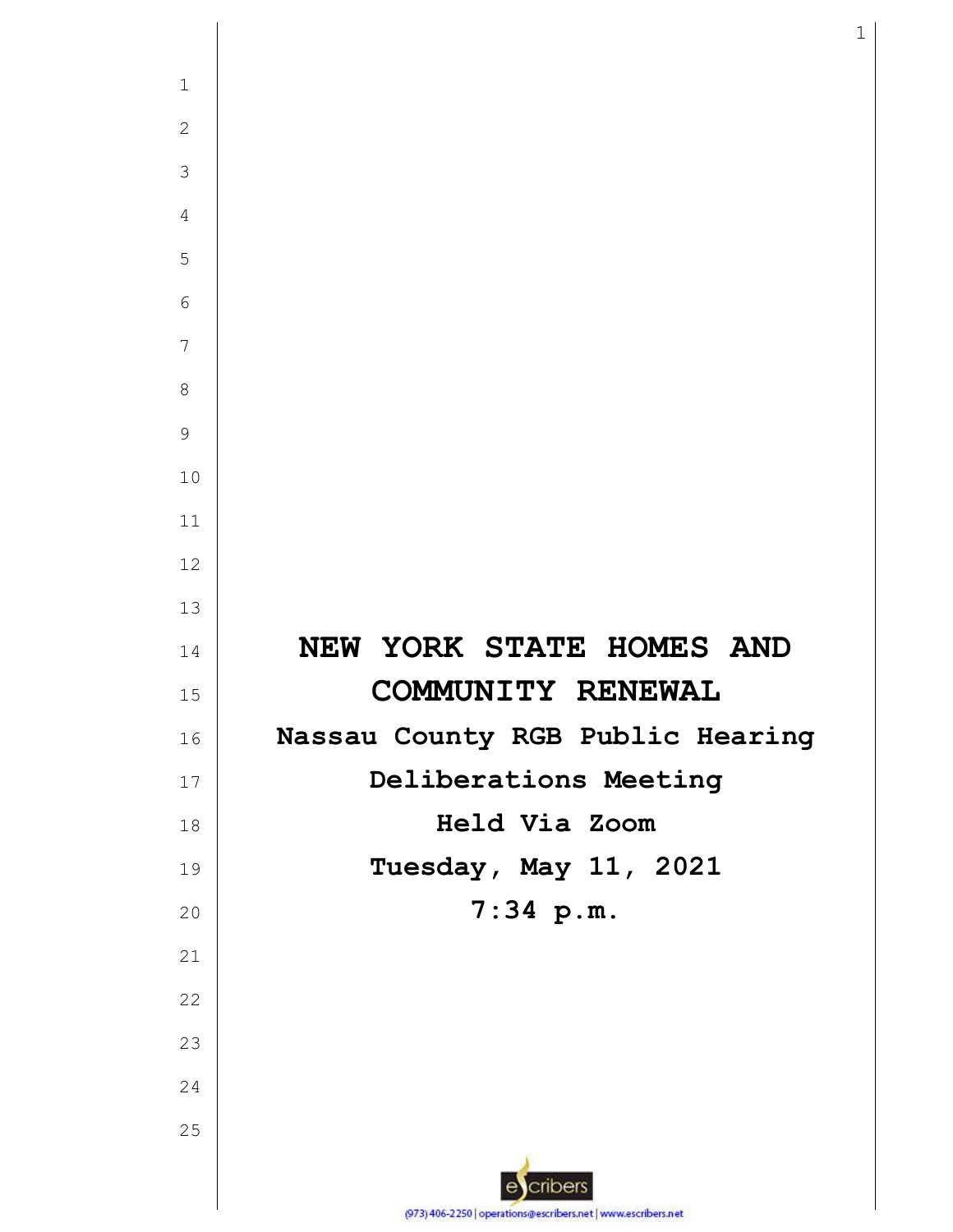# NEW YORK STATE HOMES AND COMMUNITY RENEWAL

**Nassau County RGB Public Hearing**

**Deliberations Meeting**

**Held Via Zoom**

**Tuesday, May 11, 2021**

**7:34 p.m.**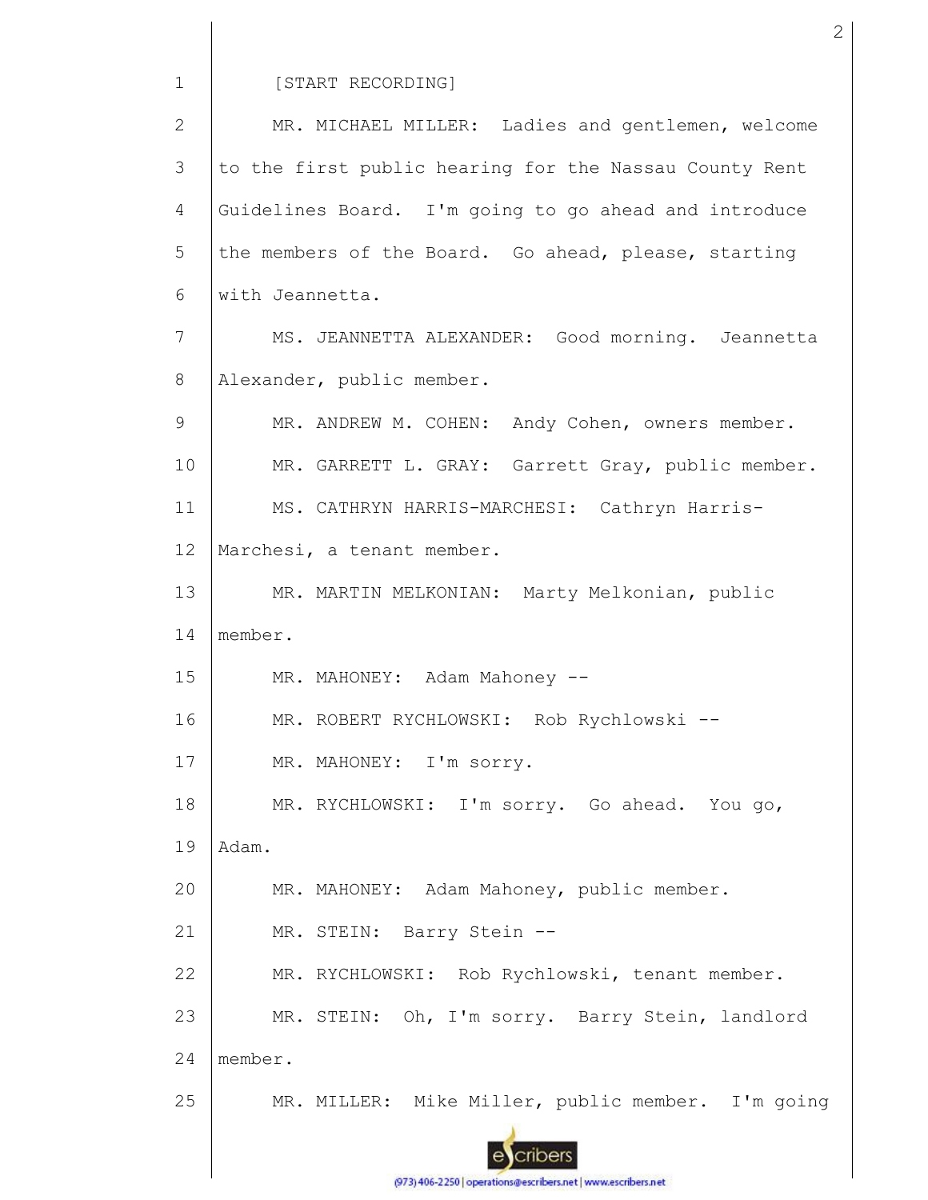[START RECORDING]

MR. MICHAEL MILLER: Ladies and gentlemen, welcome to the first public hearing for the Nassau County Rent Guidelines Board. I'm going to go ahead and introduce the members of the Board. Go ahead, please, starting with Jeannetta.

MS. JEANNETTA ALEXANDER: Good morning. Jeannetta Alexander, public member.

MR. ANDREW M. COHEN: Andy Cohen, owners member.

MR. GARRETT L. GRAY: Garrett Gray, public member.

MS. CATHRYN HARRIS-MARCHESI: Cathryn Harris-Marchesi, a tenant member.

MR. MARTIN MELKONIAN: Marty Melkonian, public member.

MR. MAHONEY: Adam Mahoney --

MR. ROBERT RYCHLOWSKI: Rob Rychlowski --

MR. MAHONEY: I'm sorry.

MR. RYCHLOWSKI: I'm sorry. Go ahead. You go, Adam.

MR. MAHONEY: Adam Mahoney, public member.

MR. STEIN: Barry Stein --

MR. RYCHLOWSKI: Rob Rychlowski, tenant member.

MR. STEIN: Oh, I'm sorry. Barry Stein, landlord member.

MR. MILLER: Mike Miller, public member. I'm going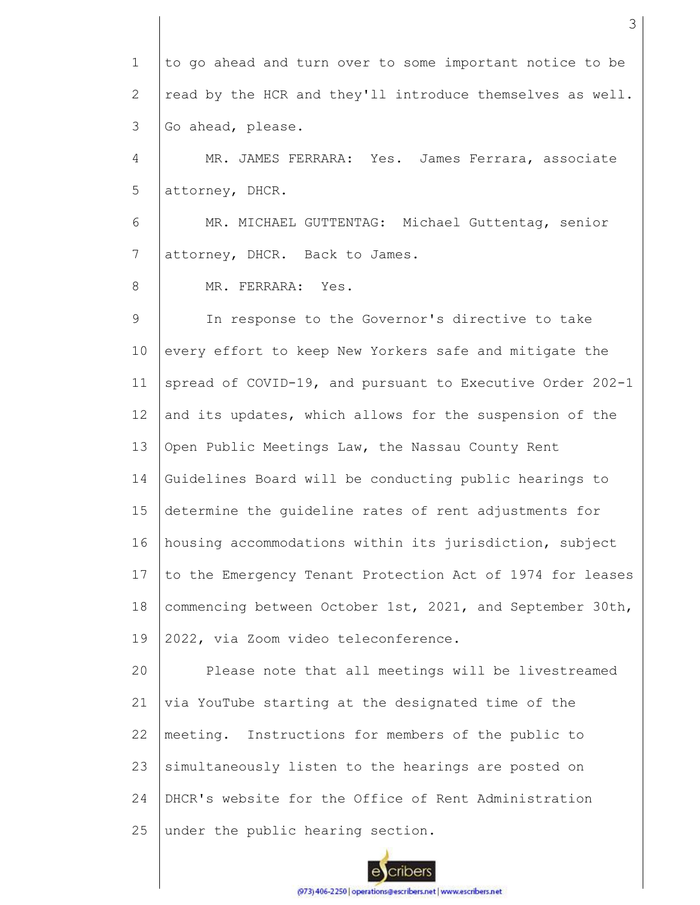to go ahead and turn over to some important notice to be read by the HCR and they'll introduce themselves as well. Go ahead, please.

MR. JAMES FERRARA: Yes. James Ferrara, associate attorney, DHCR.

MR. MICHAEL GUTTENTAG: Michael Guttentag, senior attorney, DHCR. Back to James.

MR. FERRARA: Yes.

In response to the Governor's directive to take every effort to keep New Yorkers safe and mitigate the spread of COVID-19, and pursuant to Executive Order 202-1 and its updates, which allows for the suspension of the Open Public Meetings Law, the Nassau County Rent Guidelines Board will be conducting public hearings to determine the guideline rates of rent adjustments for housing accommodations within its jurisdiction, subject to the Emergency Tenant Protection Act of 1974 for leases commencing between October 1st, 2021, and September 30th, 2022, via Zoom video teleconference.

Please note that all meetings will be livestreamed via YouTube starting at the designated time of the meeting. Instructions for members of the public to simultaneously listen to the hearings are posted on DHCR's website for the Office of Rent Administration under the public hearing section.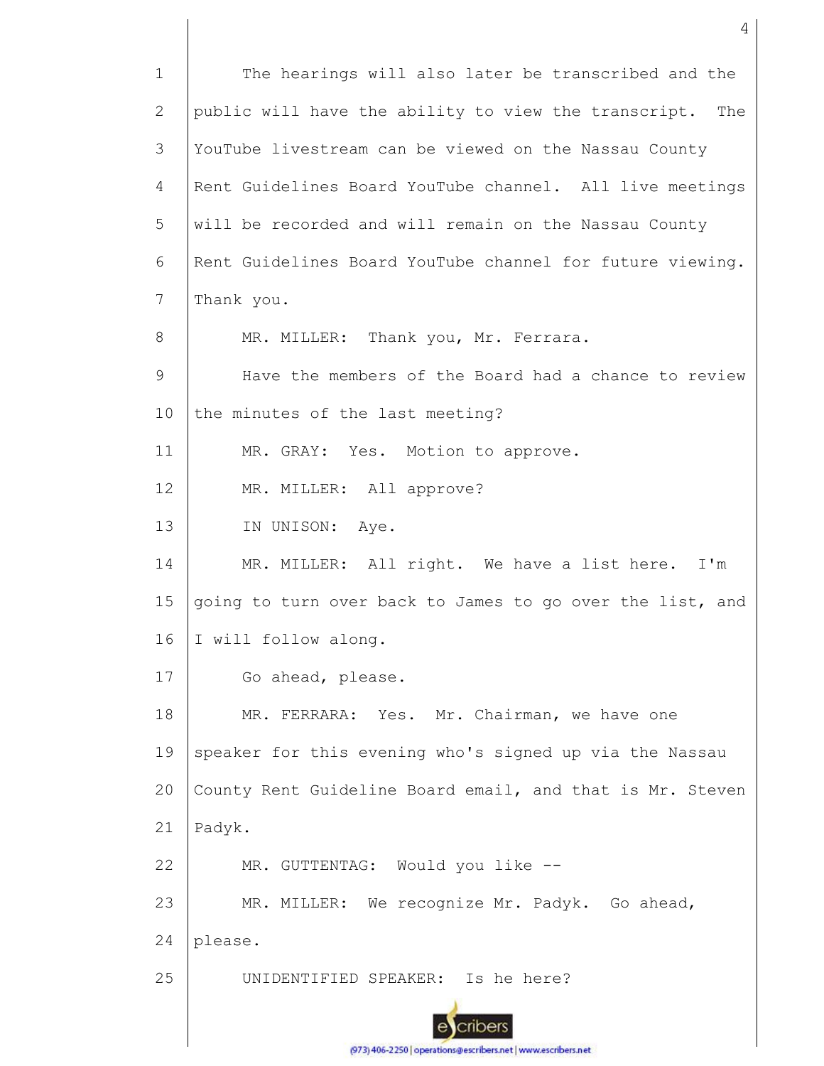The hearings will also later be transcribed and the public will have the ability to view the transcript. The YouTube livestream can be viewed on the Nassau County Rent Guidelines Board YouTube channel. All live meetings will be recorded and will remain on the Nassau County Rent Guidelines Board YouTube channel for future viewing. Thank you.

MR. MILLER: Thank you, Mr. Ferrara.

Have the members of the Board had a chance to review the minutes of the last meeting?

MR. GRAY: Yes. Motion to approve.

MR. MILLER: All approve?

IN UNISON: Aye.

MR. MILLER: All right. We have a list here. I'm going to turn over back to James to go over the list, and I will follow along.

Go ahead, please.

MR. FERRARA: Yes. Mr. Chairman, we have one speaker for this evening who's signed up via the Nassau County Rent Guideline Board email, and that is Mr. Steven Padyk.

MR. GUTTENTAG: Would you like --

MR. MILLER: We recognize Mr. Padyk. Go ahead, please.

UNIDENTIFIED SPEAKER: Is he here?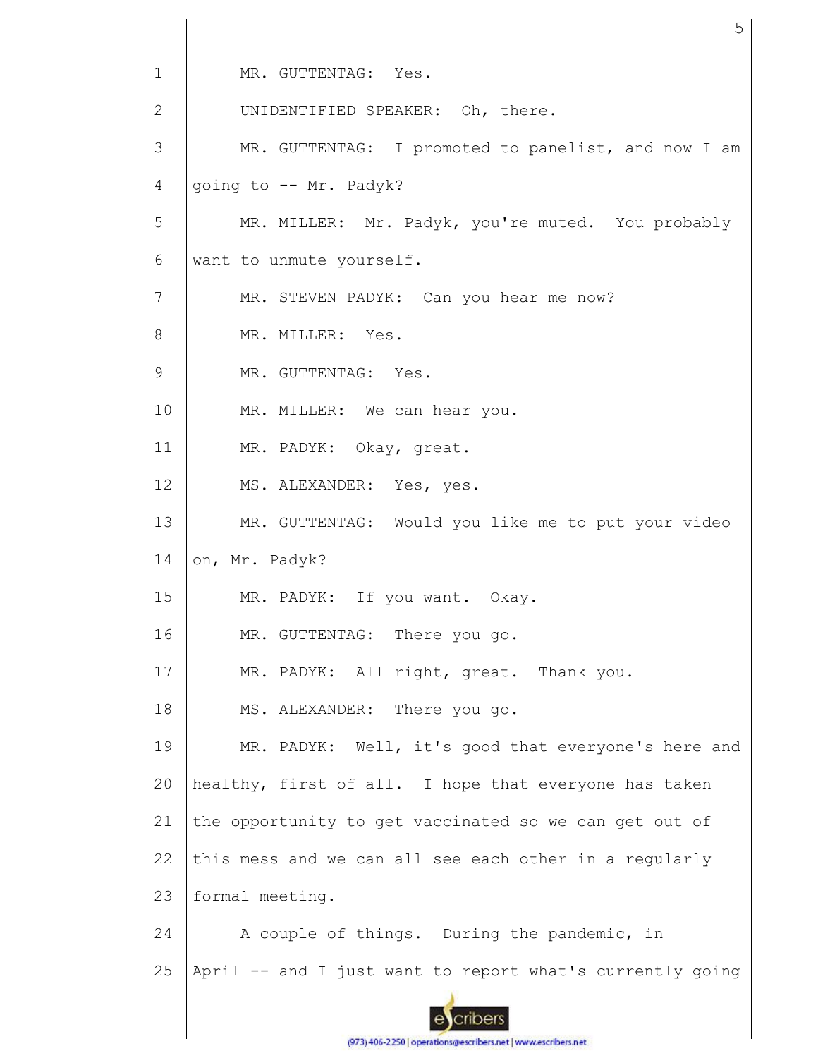MR. GUTTENTAG: Yes.

UNIDENTIFIED SPEAKER: Oh, there.

MR. GUTTENTAG: I promoted to panelist, and now I am going to -- Mr. Padyk?

MR. MILLER: Mr. Padyk, you're muted. You probably want to unmute yourself.

MR. STEVEN PADYK: Can you hear me now?

MR. MILLER: Yes.

MR. GUTTENTAG: Yes.

MR. MILLER: We can hear you.

MR. PADYK: Okay, great.

MS. ALEXANDER: Yes, yes.

MR. GUTTENTAG: Would you like me to put your video on, Mr. Padyk?

MR. PADYK: If you want. Okay.

MR. GUTTENTAG: There you go.

MR. PADYK: All right, great. Thank you.

MS. ALEXANDER: There you go.

MR. PADYK: Well, it's good that everyone's here and healthy, first of all. I hope that everyone has taken the opportunity to get vaccinated so we can get out of this mess and we can all see each other in a regularly formal meeting.

A couple of things. During the pandemic, in April -- and I just want to report what's currently going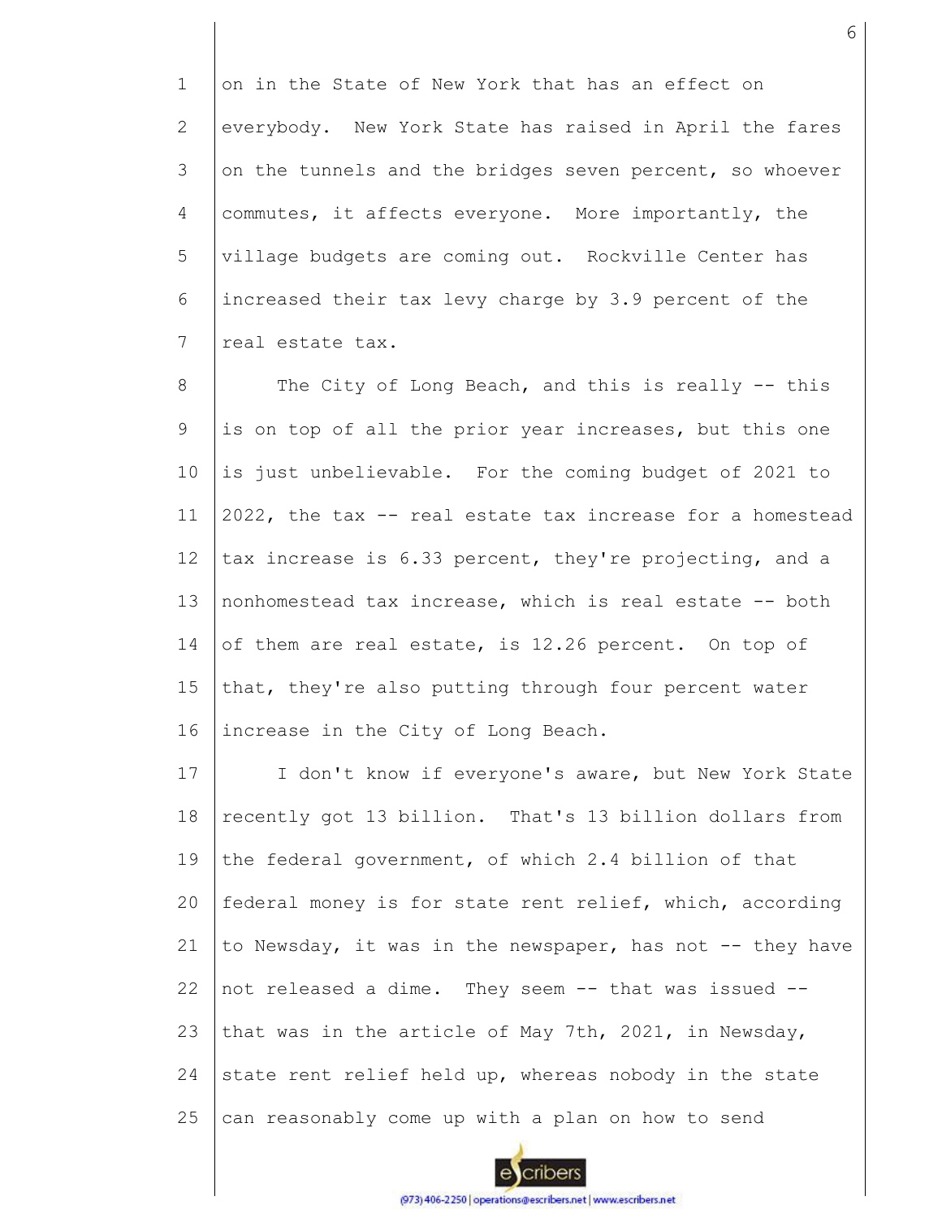on in the State of New York that has an effect on everybody. New York State has raised in April the fares on the tunnels and the bridges seven percent, so whoever commutes, it affects everyone. More importantly, the village budgets are coming out. Rockville Center has increased their tax levy charge by 3.9 percent of the real estate tax.

The City of Long Beach, and this is really -- this is on top of all the prior year increases, but this one is just unbelievable. For the coming budget of 2021 to 2022, the tax -- real estate tax increase for a homestead tax increase is 6.33 percent, they're projecting, and a nonhomestead tax increase, which is real estate -- both of them are real estate, is 12.26 percent. On top of that, they're also putting through four percent water increase in the City of Long Beach.

I don't know if everyone's aware, but New York State recently got 13 billion. That's 13 billion dollars from the federal government, of which 2.4 billion of that federal money is for state rent relief, which, according to Newsday, it was in the newspaper, has not -- they have not released a dime. They seem -- that was issued -- that was in the article of May 7th, 2021, in Newsday, state rent relief held up, whereas nobody in the state can reasonably come up with a plan on how to send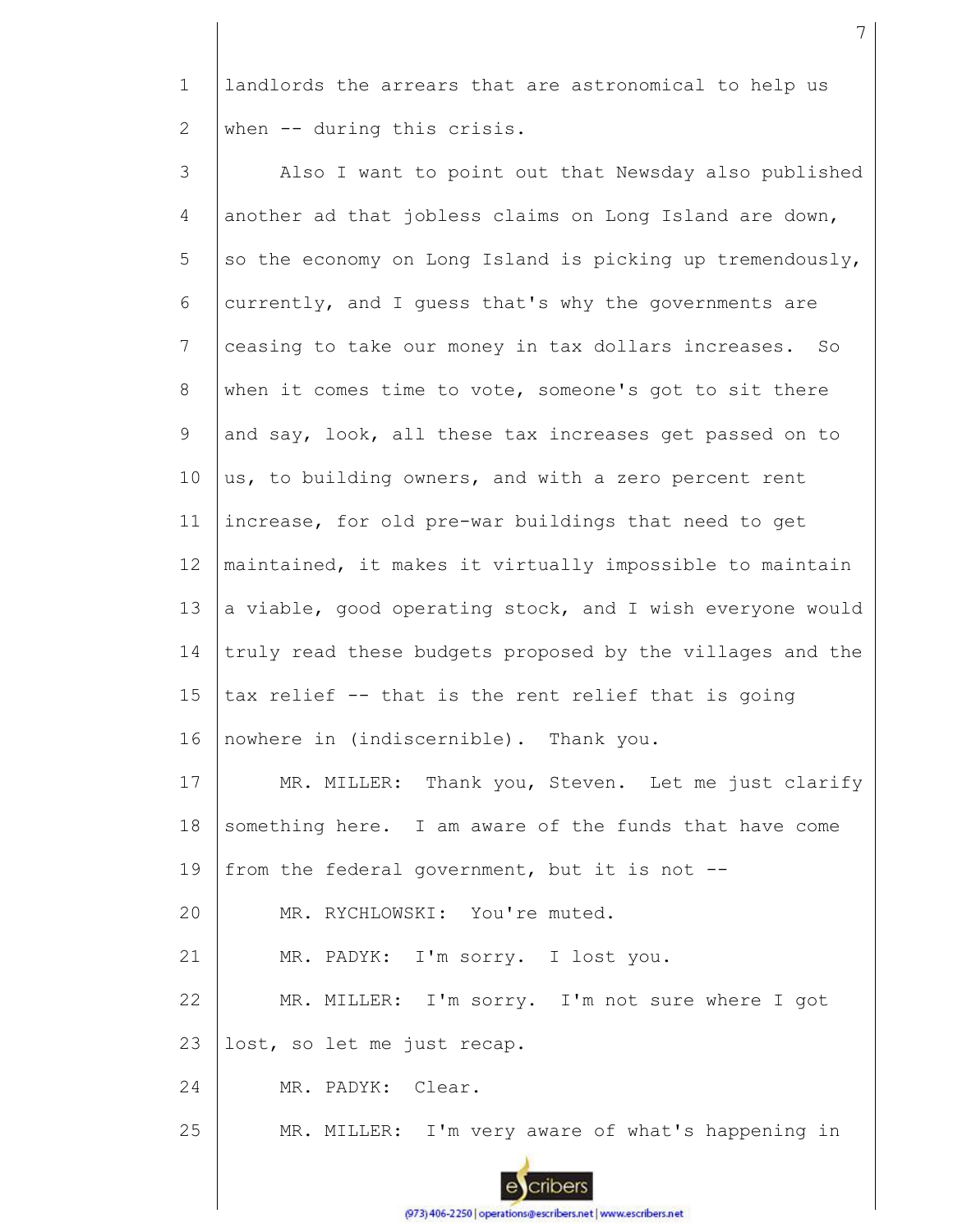1 landlords the arrears that are astronomical to help us
2 when -- during this crisis.

3 Also I want to point out that Newsday also published
4 another ad that jobless claims on Long Island are down,
5 so the economy on Long Island is picking up tremendously,
6 currently, and I guess that's why the governments are
7 ceasing to take our money in tax dollars increases. So
8 when it comes time to vote, someone's got to sit there
9 and say, look, all these tax increases get passed on to
10 us, to building owners, and with a zero percent rent
11 increase, for old pre-war buildings that need to get
12 maintained, it makes it virtually impossible to maintain
13 a viable, good operating stock, and I wish everyone would
14 truly read these budgets proposed by the villages and the
15 tax relief -- that is the rent relief that is going
16 nowhere in (indiscernible). Thank you.

17 MR. MILLER: Thank you, Steven. Let me just clarify
18 something here. I am aware of the funds that have come
19 from the federal government, but it is not --

20 MR. RYCHLOWSKI: You're muted.

21 MR. PADYK: I'm sorry. I lost you.

22 MR. MILLER: I'm sorry. I'm not sure where I got
23 lost, so let me just recap.

24 MR. PADYK: Clear.

25 MR. MILLER: I'm very aware of what's happening in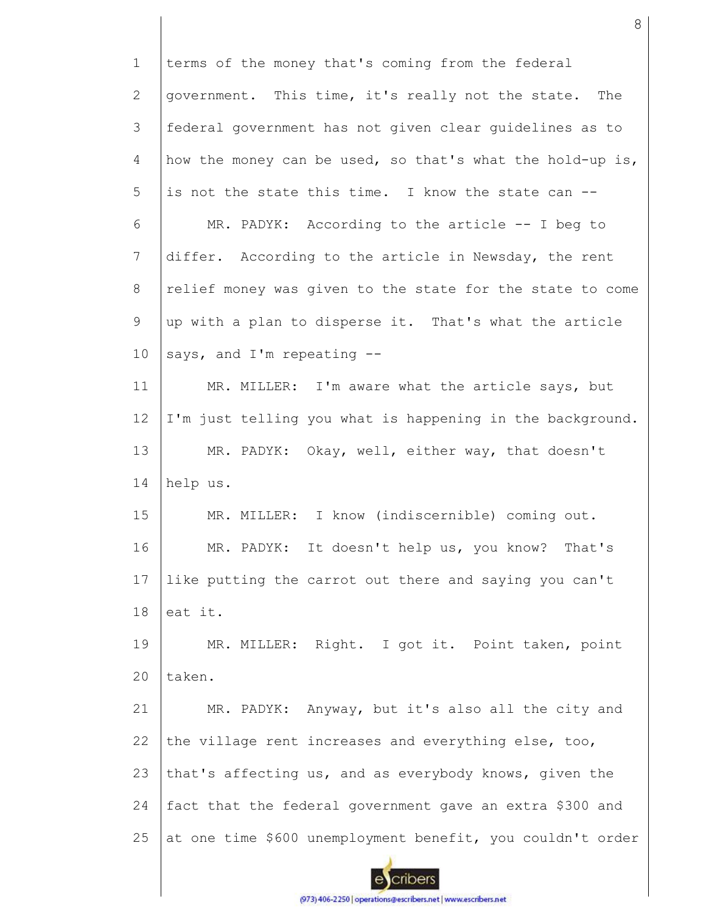terms of the money that's coming from the federal government. This time, it's really not the state. The federal government has not given clear guidelines as to how the money can be used, so that's what the hold-up is, is not the state this time. I know the state can --

MR. PADYK: According to the article -- I beg to differ. According to the article in Newsday, the rent relief money was given to the state for the state to come up with a plan to disperse it. That's what the article says, and I'm repeating --

MR. MILLER: I'm aware what the article says, but I'm just telling you what is happening in the background.

MR. PADYK: Okay, well, either way, that doesn't help us.

MR. MILLER: I know (indiscernible) coming out.

MR. PADYK: It doesn't help us, you know? That's like putting the carrot out there and saying you can't eat it.

MR. MILLER: Right. I got it. Point taken, point taken.

MR. PADYK: Anyway, but it's also all the city and the village rent increases and everything else, too, that's affecting us, and as everybody knows, given the fact that the federal government gave an extra $300 and at one time $600 unemployment benefit, you couldn't order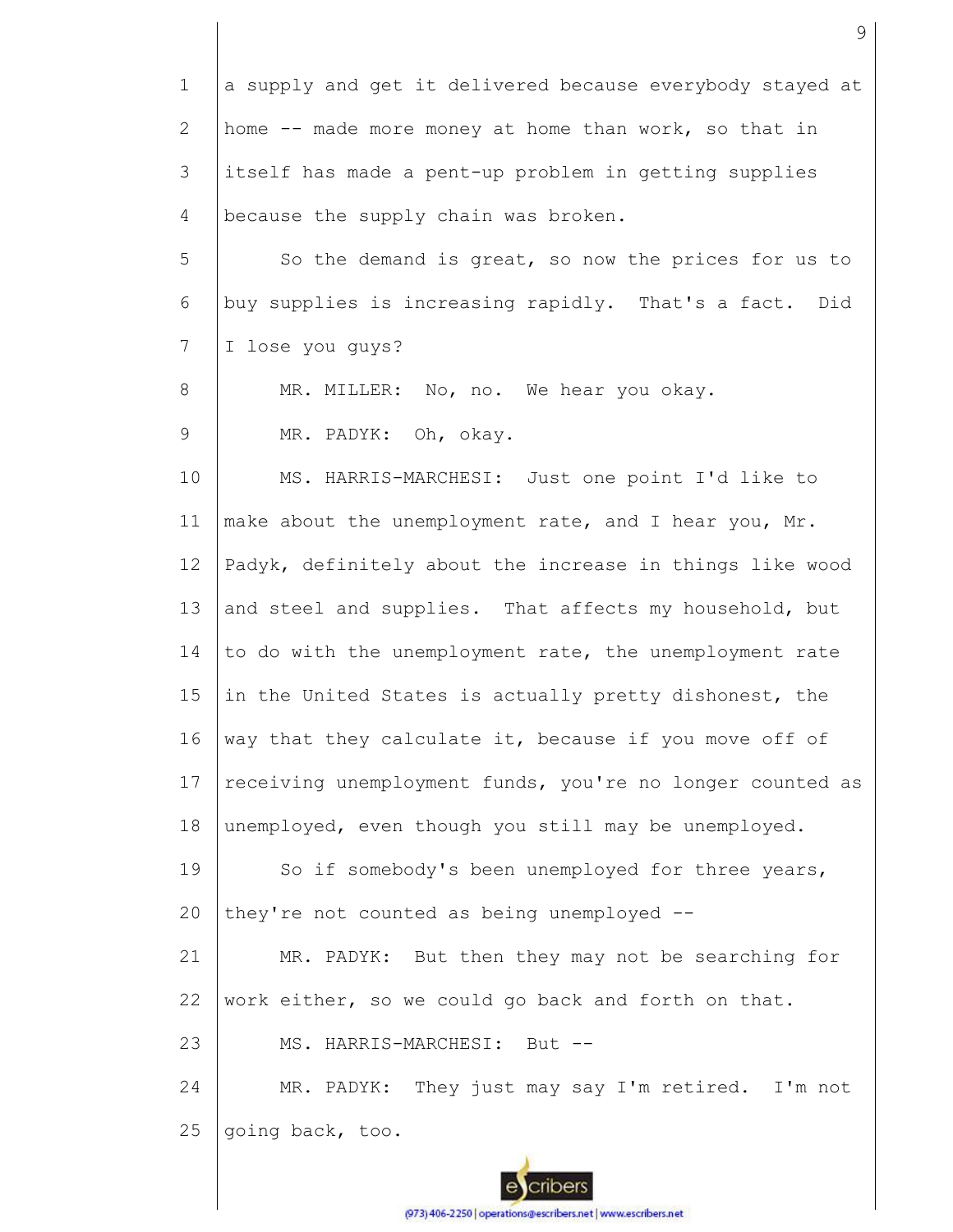a supply and get it delivered because everybody stayed at home -- made more money at home than work, so that in itself has made a pent-up problem in getting supplies because the supply chain was broken.

So the demand is great, so now the prices for us to buy supplies is increasing rapidly. That's a fact. Did I lose you guys?

MR. MILLER: No, no. We hear you okay.

MR. PADYK: Oh, okay.

MS. HARRIS-MARCHESI: Just one point I'd like to make about the unemployment rate, and I hear you, Mr. Padyk, definitely about the increase in things like wood and steel and supplies. That affects my household, but to do with the unemployment rate, the unemployment rate in the United States is actually pretty dishonest, the way that they calculate it, because if you move off of receiving unemployment funds, you're no longer counted as unemployed, even though you still may be unemployed.

So if somebody's been unemployed for three years, they're not counted as being unemployed --

MR. PADYK: But then they may not be searching for work either, so we could go back and forth on that.

MS. HARRIS-MARCHESI: But --

MR. PADYK: They just may say I'm retired. I'm not going back, too.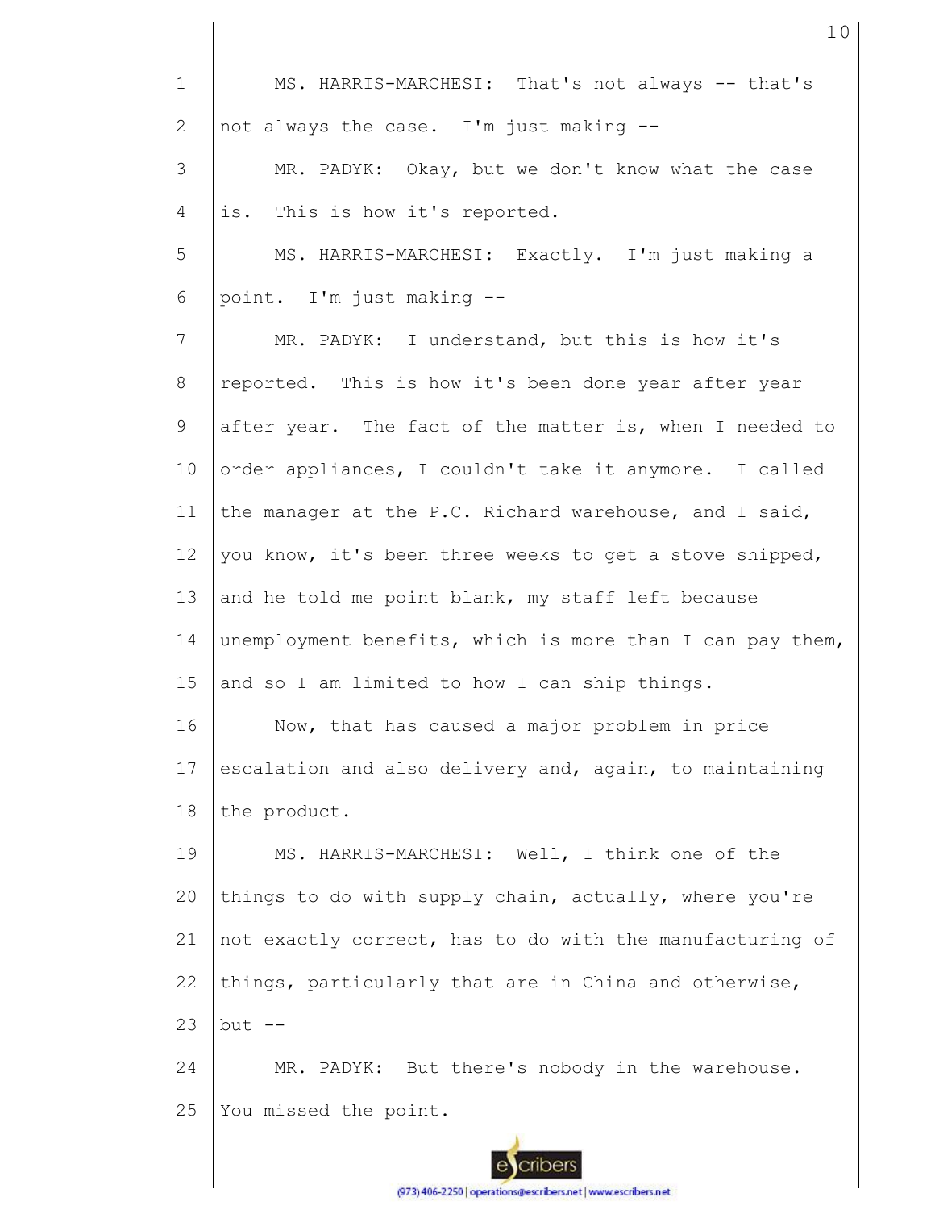MS. HARRIS-MARCHESI: That's not always -- that's not always the case. I'm just making --

MR. PADYK: Okay, but we don't know what the case is. This is how it's reported.

MS. HARRIS-MARCHESI: Exactly. I'm just making a point. I'm just making --

MR. PADYK: I understand, but this is how it's reported. This is how it's been done year after year after year. The fact of the matter is, when I needed to order appliances, I couldn't take it anymore. I called the manager at the P.C. Richard warehouse, and I said, you know, it's been three weeks to get a stove shipped, and he told me point blank, my staff left because unemployment benefits, which is more than I can pay them, and so I am limited to how I can ship things.

Now, that has caused a major problem in price escalation and also delivery and, again, to maintaining the product.

MS. HARRIS-MARCHESI: Well, I think one of the things to do with supply chain, actually, where you're not exactly correct, has to do with the manufacturing of things, particularly that are in China and otherwise, but --

MR. PADYK: But there's nobody in the warehouse. You missed the point.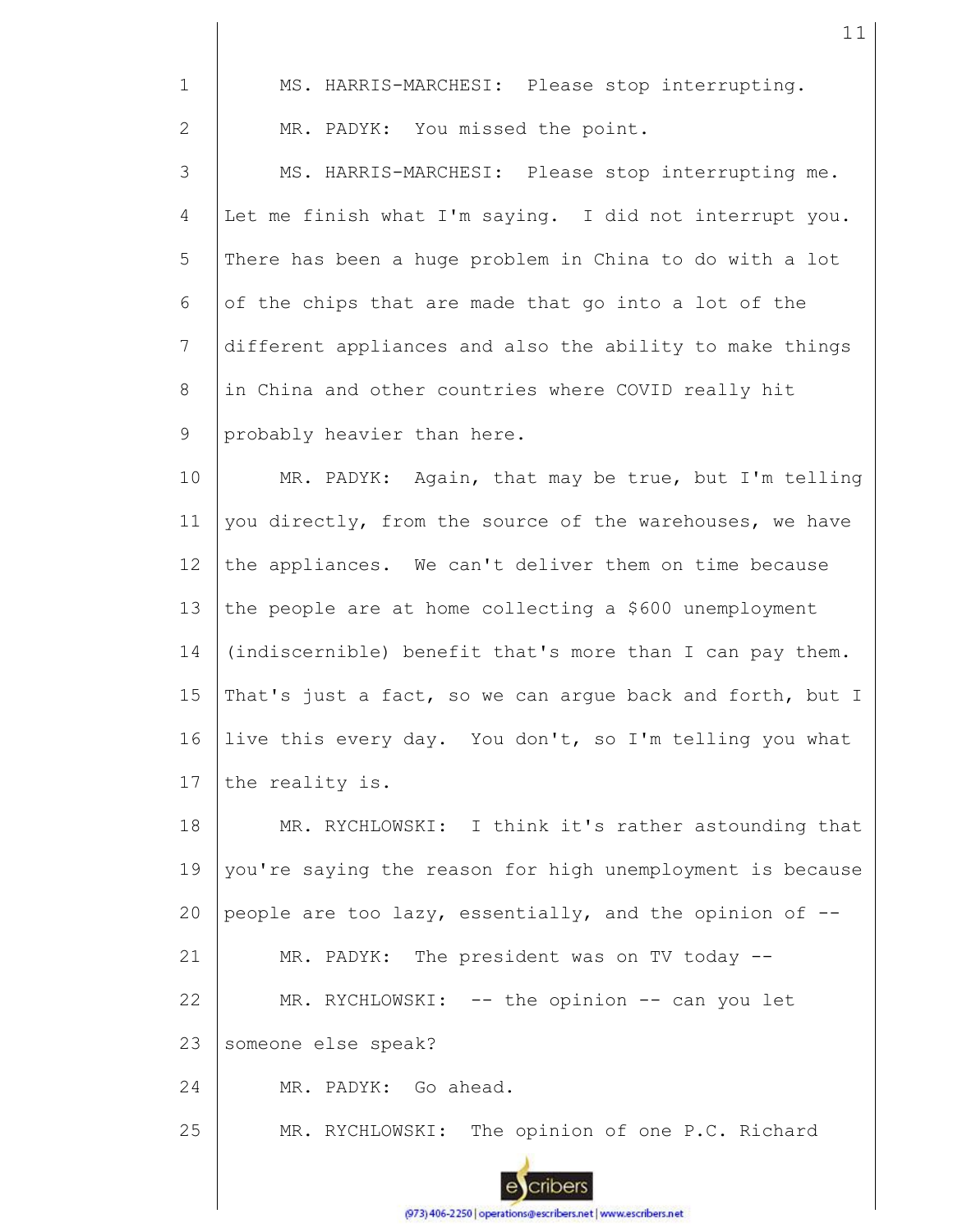MS. HARRIS-MARCHESI: Please stop interrupting.

MR. PADYK: You missed the point.

MS. HARRIS-MARCHESI: Please stop interrupting me. Let me finish what I'm saying. I did not interrupt you. There has been a huge problem in China to do with a lot of the chips that are made that go into a lot of the different appliances and also the ability to make things in China and other countries where COVID really hit probably heavier than here.

MR. PADYK: Again, that may be true, but I'm telling you directly, from the source of the warehouses, we have the appliances. We can't deliver them on time because the people are at home collecting a $600 unemployment (indiscernible) benefit that's more than I can pay them. That's just a fact, so we can argue back and forth, but I live this every day. You don't, so I'm telling you what the reality is.

MR. RYCHLOWSKI: I think it's rather astounding that you're saying the reason for high unemployment is because people are too lazy, essentially, and the opinion of --

MR. PADYK: The president was on TV today --

MR. RYCHLOWSKI: -- the opinion -- can you let someone else speak?

MR. PADYK: Go ahead.

MR. RYCHLOWSKI: The opinion of one P.C. Richard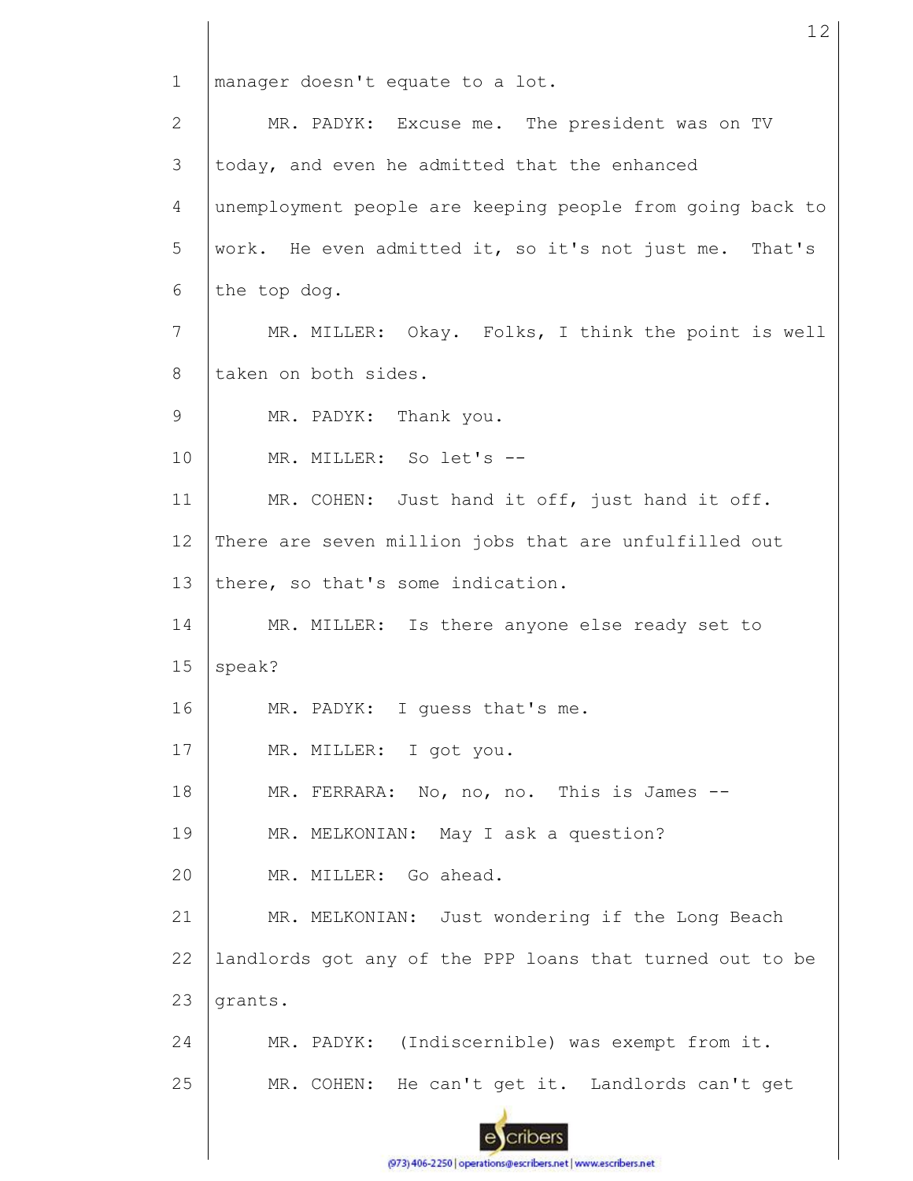1 manager doesn't equate to a lot.

2 MR. PADYK: Excuse me. The president was on TV

3 today, and even he admitted that the enhanced

4 unemployment people are keeping people from going back to

5 work. He even admitted it, so it's not just me. That's

6 the top dog.

7 MR. MILLER: Okay. Folks, I think the point is well

8 taken on both sides.

9 MR. PADYK: Thank you.

10 MR. MILLER: So let's --

11 MR. COHEN: Just hand it off, just hand it off.

12 There are seven million jobs that are unfulfilled out

13 there, so that's some indication.

14 MR. MILLER: Is there anyone else ready set to

15 speak?

16 MR. PADYK: I guess that's me.

17 MR. MILLER: I got you.

18 MR. FERRARA: No, no, no. This is James --

19 MR. MELKONIAN: May I ask a question?

20 MR. MILLER: Go ahead.

21 MR. MELKONIAN: Just wondering if the Long Beach

22 landlords got any of the PPP loans that turned out to be

23 grants.

24 MR. PADYK: (Indiscernible) was exempt from it.

25 MR. COHEN: He can't get it. Landlords can't get

(973) 406-2250 | operations@escribers.net | www.escribers.net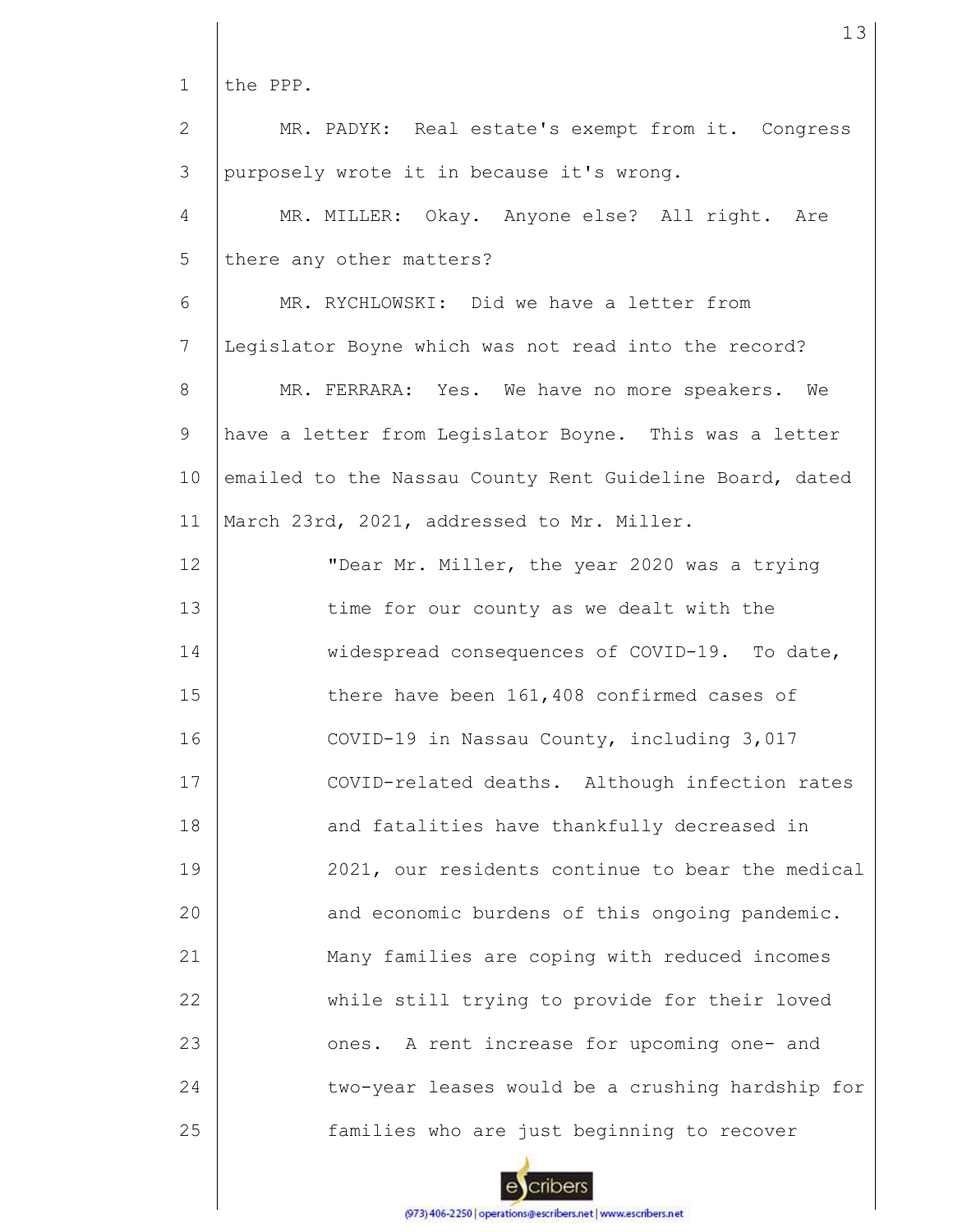the PPP.

MR. PADYK: Real estate's exempt from it. Congress purposely wrote it in because it's wrong.

MR. MILLER: Okay. Anyone else? All right. Are there any other matters?

MR. RYCHLOWSKI: Did we have a letter from Legislator Boyne which was not read into the record?

MR. FERRARA: Yes. We have no more speakers. We have a letter from Legislator Boyne. This was a letter emailed to the Nassau County Rent Guideline Board, dated March 23rd, 2021, addressed to Mr. Miller.

> "Dear Mr. Miller, the year 2020 was a trying time for our county as we dealt with the widespread consequences of COVID-19. To date, there have been 161,408 confirmed cases of COVID-19 in Nassau County, including 3,017 COVID-related deaths. Although infection rates and fatalities have thankfully decreased in 2021, our residents continue to bear the medical and economic burdens of this ongoing pandemic. Many families are coping with reduced incomes while still trying to provide for their loved ones. A rent increase for upcoming one- and two-year leases would be a crushing hardship for families who are just beginning to recover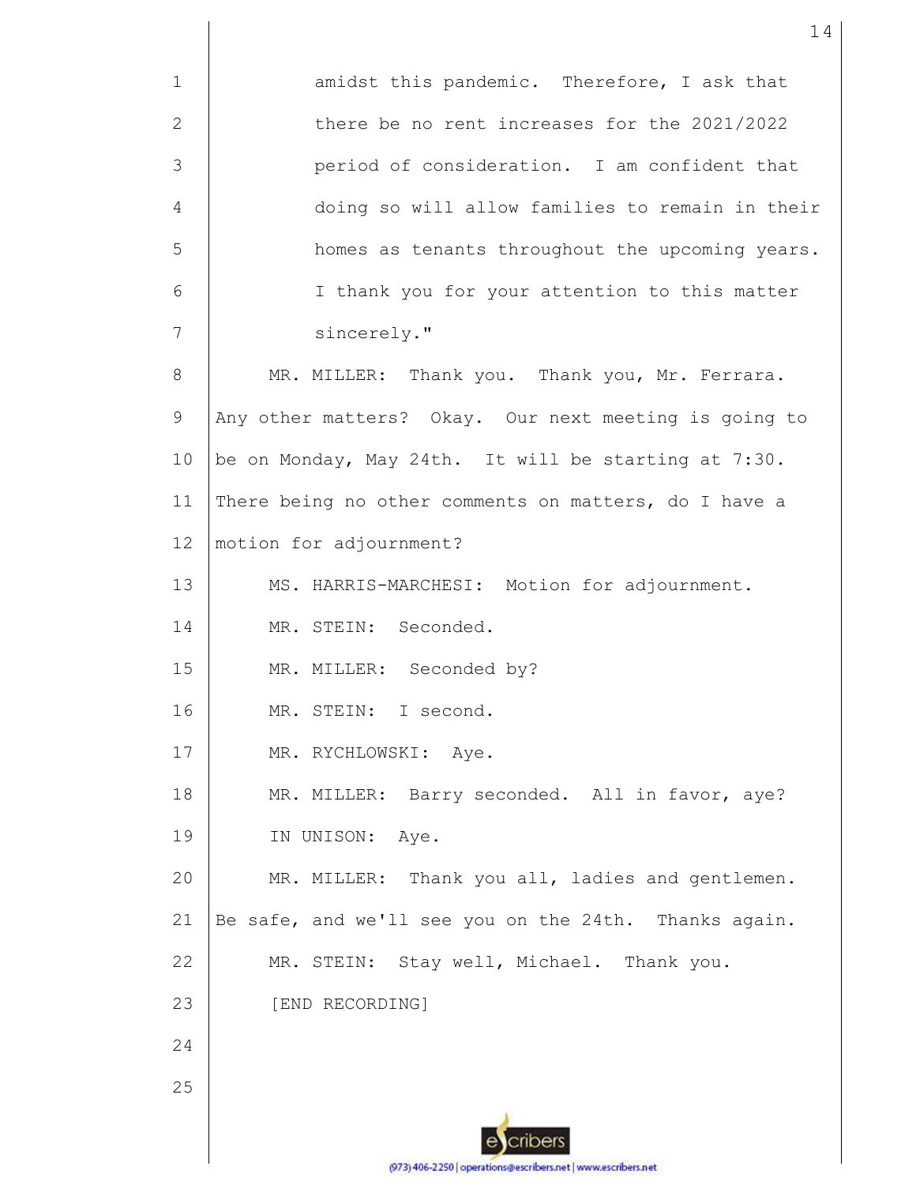amidst this pandemic. Therefore, I ask that there be no rent increases for the 2021/2022 period of consideration. I am confident that doing so will allow families to remain in their homes as tenants throughout the upcoming years. I thank you for your attention to this matter sincerely."

MR. MILLER: Thank you. Thank you, Mr. Ferrara. Any other matters? Okay. Our next meeting is going to be on Monday, May 24th. It will be starting at 7:30. There being no other comments on matters, do I have a motion for adjournment?

MS. HARRIS-MARCHESI: Motion for adjournment.

MR. STEIN: Seconded.

MR. MILLER: Seconded by?

MR. STEIN: I second.

MR. RYCHLOWSKI: Aye.

MR. MILLER: Barry seconded. All in favor, aye?

IN UNISON: Aye.

MR. MILLER: Thank you all, ladies and gentlemen. Be safe, and we'll see you on the 24th. Thanks again.

MR. STEIN: Stay well, Michael. Thank you.

[END RECORDING]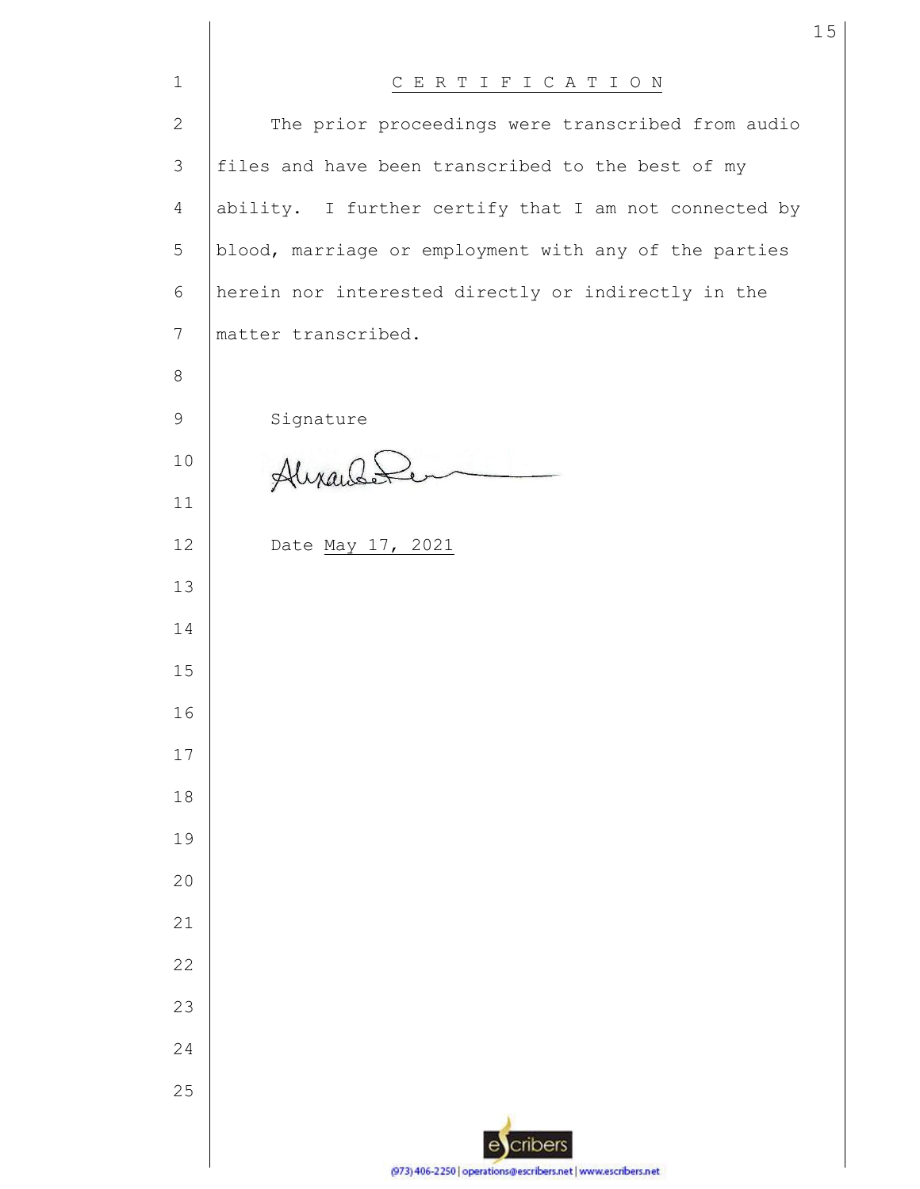# C E R T I F I C A T I O N

The prior proceedings were transcribed from audio files and have been transcribed to the best of my ability. I further certify that I am not connected by blood, marriage or employment with any of the parties herein nor interested directly or indirectly in the matter transcribed.

Signature

Alexandre Pen

Date May 17, 2021

escribers

(973) 406-2250 | operations@escribers.net | www.escribers.net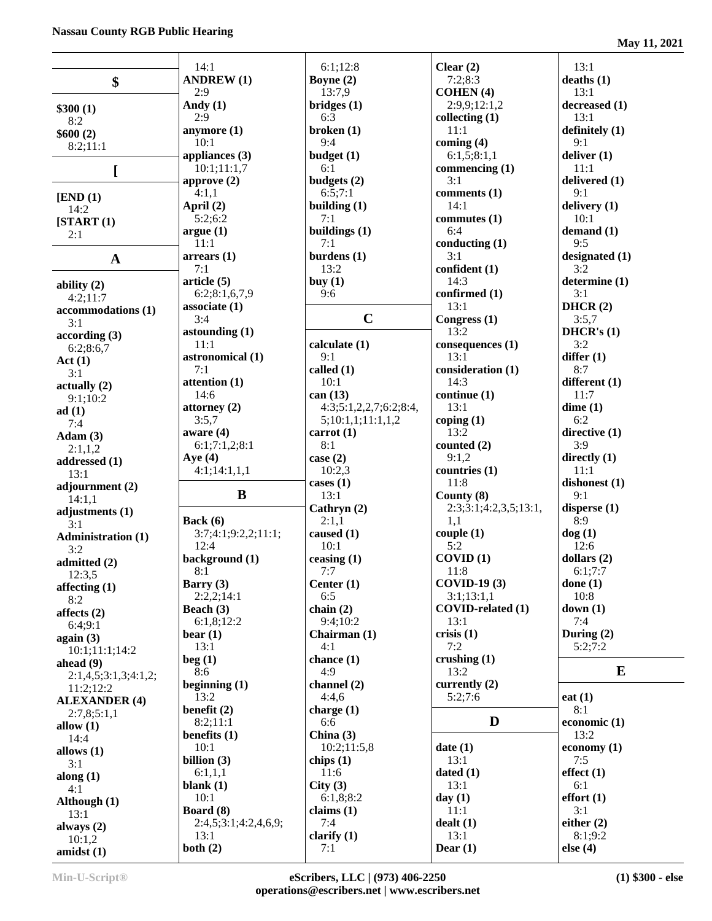## $

**$300 (1)**
8:2
**$600 (2)**
8:2;11:1

## [

**[END (1)**
14:2
**[START (1)**
2:1

## A

**ability (2)**
4:2;11:7
**accommodations (1)**
3:1
**according (3)**
6:2;8:6,7
**Act (1)**
3:1
**actually (2)**
9:1;10:2
**ad (1)**
7:4
**Adam (3)**
2:1,1,2
**addressed (1)**
13:1
**adjournment (2)**
14:1,1
**adjustments (1)**
3:1
**Administration (1)**
3:2
**admitted (2)**
12:3,5
**affecting (1)**
8:2
**affects (2)**
6:4;9:1
**again (3)**
10:1;11:1;14:2
**ahead (9)**
2:1,4,5;3:1,3;4:1,2;
11:2;12:2
**ALEXANDER (4)**
2:7,8;5:1,1
**allow (1)**
14:4
**allows (1)**
3:1
**along (1)**
4:1
**Although (1)**
13:1
**always (2)**
10:1,2
**amidst (1)**
14:1
**ANDREW (1)**
2:9
**Andy (1)**
2:9
**anymore (1)**
10:1
**appliances (3)**
10:1;11:1,7
**approve (2)**
4:1,1
**April (2)**
5:2;6:2
**argue (1)**
11:1
**arrears (1)**
7:1
**article (5)**
6:2;8:1,6,7,9
**associate (1)**
3:4
**astounding (1)**
11:1
**astronomical (1)**
7:1
**attention (1)**
14:6
**attorney (2)**
3:5,7
**aware (4)**
6:1;7:1,2;8:1
**Aye (4)**
4:1;14:1,1,1

## B

**Back (6)**
3:7;4:1;9:2,2;11:1;
12:4
**background (1)**
8:1
**Barry (3)**
2:2,2;14:1
**Beach (3)**
6:1,8;12:2
**bear (1)**
13:1
**beg (1)**
8:6
**beginning (1)**
13:2
**benefit (2)**
8:2;11:1
**benefits (1)**
10:1
**billion (3)**
6:1,1,1
**blank (1)**
10:1
**Board (8)**
2:4,5;3:1;4:2,4,6,9;
13:1
**both (2)**
6:1;12:8
**Boyne (2)**
13:7,9
**bridges (1)**
6:3
**broken (1)**
9:4
**budget (1)**
6:1
**budgets (2)**
6:5;7:1
**building (1)**
7:1
**buildings (1)**
7:1
**burdens (1)**
13:2
**buy (1)**
9:6

## C

**calculate (1)**
9:1
**called (1)**
10:1
**can (13)**
4:3;5:1,2,2,7;6:2;8:4,
5;10:1,1;11:1,1,2
**carrot (1)**
8:1
**case (2)**
10:2,3
**cases (1)**
13:1
**Cathryn (2)**
2:1,1
**caused (1)**
10:1
**ceasing (1)**
7:7
**Center (1)**
6:5
**chain (2)**
9:4;10:2
**Chairman (1)**
4:1
**chance (1)**
4:9
**channel (2)**
4:4,6
**charge (1)**
6:6
**China (3)**
10:2;11:5,8
**chips (1)**
11:6
**City (3)**
6:1,8;8:2
**claims (1)**
7:4
**clarify (1)**
7:1
**Clear (2)**
7:2;8:3
**COHEN (4)**
2:9,9;12:1,2
**collecting (1)**
11:1
**coming (4)**
6:1,5;8:1,1
**commencing (1)**
3:1
**comments (1)**
14:1
**commutes (1)**
6:4
**conducting (1)**
3:1
**confident (1)**
14:3
**confirmed (1)**
13:1
**Congress (1)**
13:2
**consequences (1)**
13:1
**consideration (1)**
14:3
**continue (1)**
13:1
**coping (1)**
13:2
**counted (2)**
9:1,2
**countries (1)**
11:8
**County (8)**
2:3;3:1;4:2,3,5;13:1,
1,1
**couple (1)**
5:2
**COVID (1)**
11:8
**COVID-19 (3)**
3:1;13:1,1
**COVID-related (1)**
13:1
**crisis (1)**
7:2
**crushing (1)**
13:2
**currently (2)**
5:2;7:6

## D

**date (1)**
13:1
**dated (1)**
13:1
**day (1)**
11:1
**dealt (1)**
13:1
**Dear (1)**
13:1
**deaths (1)**
13:1
**decreased (1)**
13:1
**definitely (1)**
9:1
**deliver (1)**
11:1
**delivered (1)**
9:1
**delivery (1)**
10:1
**demand (1)**
9:5
**designated (1)**
3:2
**determine (1)**
3:1
**DHCR (2)**
3:5,7
**DHCR's (1)**
3:2
**differ (1)**
8:7
**different (1)**
11:7
**dime (1)**
6:2
**directive (1)**
3:9
**directly (1)**
11:1
**dishonest (1)**
9:1
**disperse (1)**
8:9
**dog (1)**
12:6
**dollars (2)**
6:1;7:7
**done (1)**
10:8
**down (1)**
7:4
**During (2)**
5:2;7:2

## E

**eat (1)**
8:1
**economic (1)**
13:2
**economy (1)**
7:5
**effect (1)**
6:1
**effort (1)**
3:1
**either (2)**
8:1;9:2
**else (4)**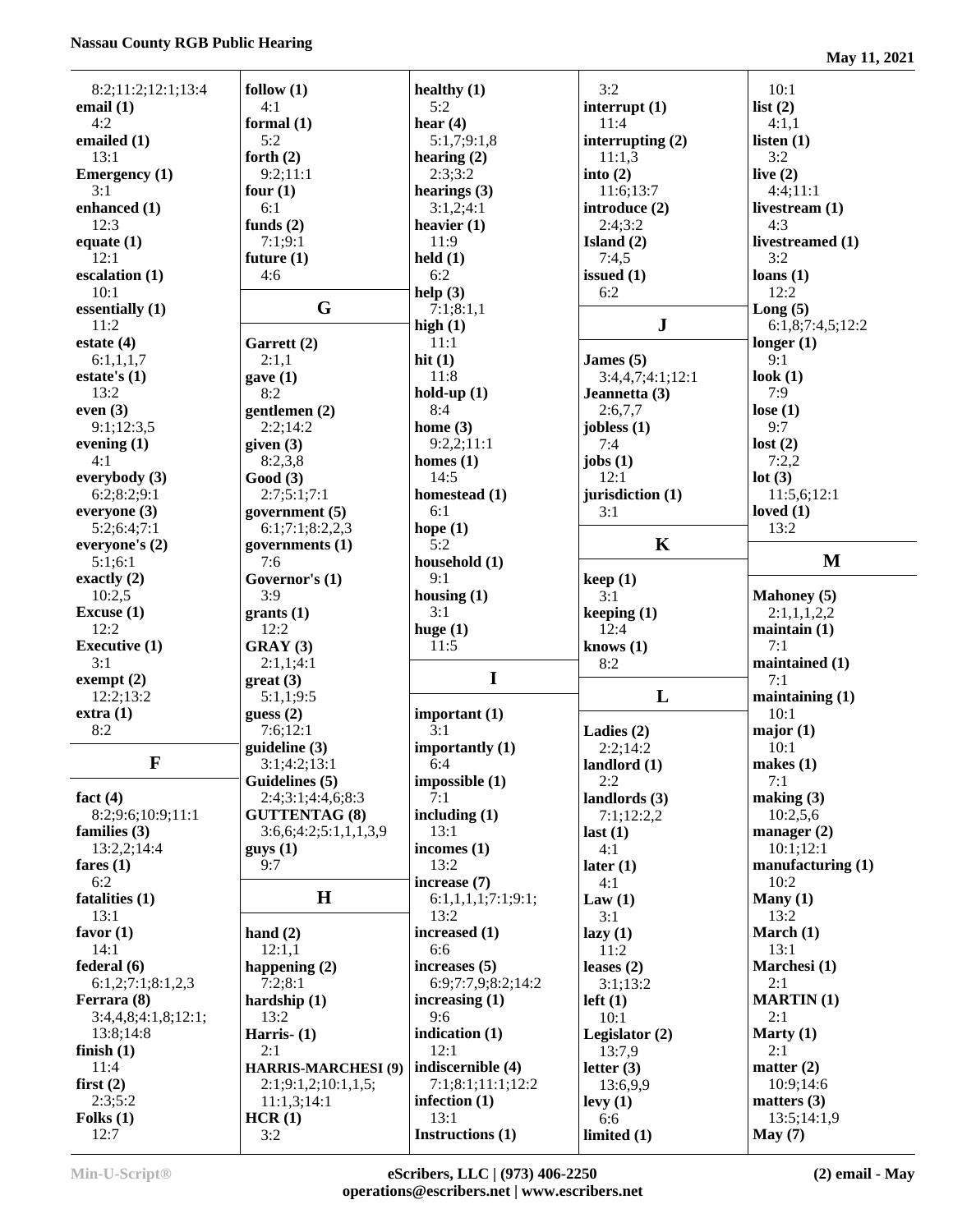8:2;11:2;12:1;13:4
**email (1)**
4:2
**emailed (1)**
13:1
**Emergency (1)**
3:1
**enhanced (1)**
12:3
**equate (1)**
12:1
**escalation (1)**
10:1
**essentially (1)**
11:2
**estate (4)**
6:1,1,1,7
**estate's (1)**
13:2
**even (3)**
9:1;12:3,5
**evening (1)**
4:1
**everybody (3)**
6:2;8:2;9:1
**everyone (3)**
5:2;6:4;7:1
**everyone's (2)**
5:1;6:1
**exactly (2)**
10:2,5
**Excuse (1)**
12:2
**Executive (1)**
3:1
**exempt (2)**
12:2;13:2
**extra (1)**
8:2

## F

**fact (4)**
8:2;9:6;10:9;11:1
**families (3)**
13:2,2;14:4
**fares (1)**
6:2
**fatalities (1)**
13:1
**favor (1)**
14:1
**federal (6)**
6:1,2;7:1;8:1,2,3
**Ferrara (8)**
3:4,4,8;4:1,8;12:1;
13:8;14:8
**finish (1)**
11:4
**first (2)**
2:3;5:2
**Folks (1)**
12:7
**follow (1)**
4:1
**formal (1)**
5:2
**forth (2)**
9:2;11:1
**four (1)**
6:1
**funds (2)**
7:1;9:1
**future (1)**
4:6

## G

**Garrett (2)**
2:1,1
**gave (1)**
8:2
**gentlemen (2)**
2:2;14:2
**given (3)**
8:2,3,8
**Good (3)**
2:7;5:1;7:1
**government (5)**
6:1;7:1;8:2,2,3
**governments (1)**
7:6
**Governor's (1)**
3:9
**grants (1)**
12:2
**GRAY (3)**
2:1,1;4:1
**great (3)**
5:1,1;9:5
**guess (2)**
7:6;12:1
**guideline (3)**
3:1;4:2;13:1
**Guidelines (5)**
2:4;3:1;4:4,6;8:3
**GUTTENTAG (8)**
3:6,6;4:2;5:1,1,1,3,9
**guys (1)**
9:7

## H

**hand (2)**
12:1,1
**happening (2)**
7:2;8:1
**hardship (1)**
13:2
**Harris- (1)**
2:1
**HARRIS-MARCHESI (9)**
2:1;9:1,2;10:1,1,5;
11:1,3;14:1
**HCR (1)**
3:2
**healthy (1)**
5:2
**hear (4)**
5:1,7;9:1,8
**hearing (2)**
2:3;3:2
**hearings (3)**
3:1,2;4:1
**heavier (1)**
11:9
**held (1)**
6:2
**help (3)**
7:1;8:1,1
**high (1)**
11:1
**hit (1)**
11:8
**hold-up (1)**
8:4
**home (3)**
9:2,2;11:1
**homes (1)**
14:5
**homestead (1)**
6:1
**hope (1)**
5:2
**household (1)**
9:1
**housing (1)**
3:1
**huge (1)**
11:5

## I

**important (1)**
3:1
**importantly (1)**
6:4
**impossible (1)**
7:1
**including (1)**
13:1
**incomes (1)**
13:2
**increase (7)**
6:1,1,1,1;7:1;9:1;
13:2
**increased (1)**
6:6
**increases (5)**
6:9;7:7,9;8:2;14:2
**increasing (1)**
9:6
**indication (1)**
12:1
**indiscernible (4)**
7:1;8:1;11:1;12:2
**infection (1)**
13:1
**Instructions (1)**
3:2
**interrupt (1)**
11:4
**interrupting (2)**
11:1,3
**into (2)**
11:6;13:7
**introduce (2)**
2:4;3:2
**Island (2)**
7:4,5
**issued (1)**
6:2

## J

**James (5)**
3:4,4,7;4:1;12:1
**Jeannetta (3)**
2:6,7,7
**jobless (1)**
7:4
**jobs (1)**
12:1
**jurisdiction (1)**
3:1

## K

**keep (1)**
3:1
**keeping (1)**
12:4
**knows (1)**
8:2

## L

**Ladies (2)**
2:2;14:2
**landlord (1)**
2:2
**landlords (3)**
7:1;12:2,2
**last (1)**
4:1
**later (1)**
4:1
**Law (1)**
3:1
**lazy (1)**
11:2
**leases (2)**
3:1;13:2
**left (1)**
10:1
**Legislator (2)**
13:7,9
**letter (3)**
13:6,9,9
**levy (1)**
6:6
**limited (1)**
10:1
**list (2)**
4:1,1
**listen (1)**
3:2
**live (2)**
4:4;11:1
**livestream (1)**
4:3
**livestreamed (1)**
3:2
**loans (1)**
12:2
**Long (5)**
6:1,8;7:4,5;12:2
**longer (1)**
9:1
**look (1)**
7:9
**lose (1)**
9:7
**lost (2)**
7:2,2
**lot (3)**
11:5,6;12:1
**loved (1)**
13:2

## M

**Mahoney (5)**
2:1,1,1,2,2
**maintain (1)**
7:1
**maintained (1)**
7:1
**maintaining (1)**
10:1
**major (1)**
10:1
**makes (1)**
7:1
**making (3)**
10:2,5,6
**manager (2)**
10:1;12:1
**manufacturing (1)**
10:2
**Many (1)**
13:2
**March (1)**
13:1
**Marchesi (1)**
2:1
**MARTIN (1)**
2:1
**Marty (1)**
2:1
**matter (2)**
10:9;14:6
**matters (3)**
13:5;14:1,9
**May (7)**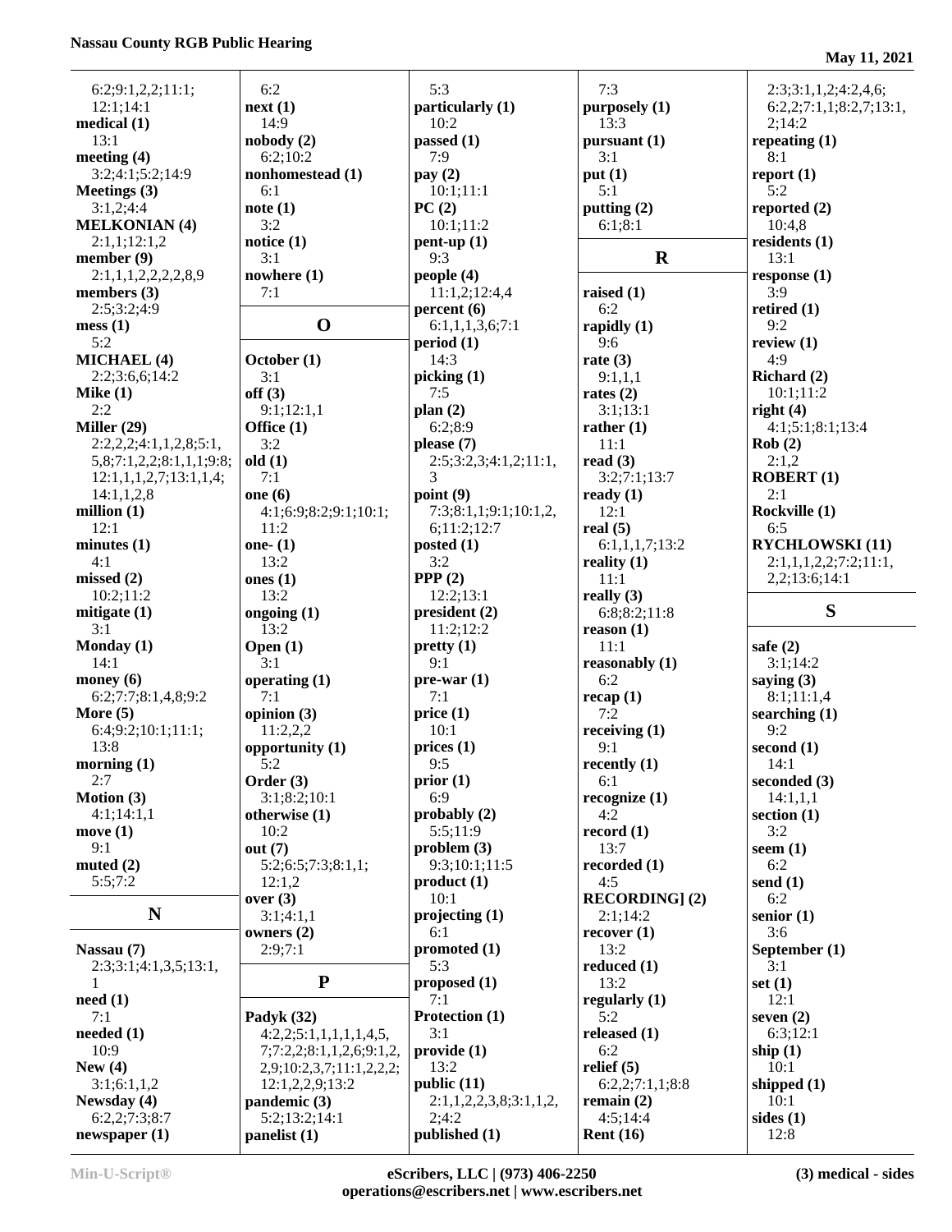6:2;9:1,2,2;11:1;
12:1;14:1
**medical (1)**
13:1
**meeting (4)**
3:2;4:1;5:2;14:9
**Meetings (3)**
3:1,2;4:4
**MELKONIAN (4)**
2:1,1;12:1,2
**member (9)**
2:1,1,1,2,2,2,2,8,9
**members (3)**
2:5;3:2;4:9
**mess (1)**
5:2
**MICHAEL (4)**
2:2;3:6,6;14:2
**Mike (1)**
2:2
**Miller (29)**
2:2,2,2;4:1,1,2,8;5:1,
5,8;7:1,2,2;8:1,1,1;9:8;
12:1,1,1,2,7;13:1,1,4;
14:1,1,2,8
**million (1)**
12:1
**minutes (1)**
4:1
**missed (2)**
10:2;11:2
**mitigate (1)**
3:1
**Monday (1)**
14:1
**money (6)**
6:2;7:7;8:1,4,8;9:2
**More (5)**
6:4;9:2;10:1;11:1;
13:8
**morning (1)**
2:7
**Motion (3)**
4:1;14:1,1
**move (1)**
9:1
**muted (2)**
5:5;7:2

## N

**Nassau (7)**
2:3;3:1;4:1,3,5;13:1,
1
**need (1)**
7:1
**needed (1)**
10:9
**New (4)**
3:1;6:1,1,2
**Newsday (4)**
6:2,2;7:3;8:7
**newspaper (1)**
6:2
**next (1)**
14:9
**nobody (2)**
6:2;10:2
**nonhomestead (1)**
6:1
**note (1)**
3:2
**notice (1)**
3:1
**nowhere (1)**
7:1

## O

**October (1)**
3:1
**off (3)**
9:1;12:1,1
**Office (1)**
3:2
**old (1)**
7:1
**one (6)**
4:1;6:9;8:2;9:1;10:1;
11:2
**one- (1)**
13:2
**ones (1)**
13:2
**ongoing (1)**
13:2
**Open (1)**
3:1
**operating (1)**
7:1
**opinion (3)**
11:2,2,2
**opportunity (1)**
5:2
**Order (3)**
3:1;8:2;10:1
**otherwise (1)**
10:2
**out (7)**
5:2;6:5;7:3;8:1,1;
12:1,2
**over (3)**
3:1;4:1,1
**owners (2)**
2:9;7:1

## P

**Padyk (32)**
4:2,2;5:1,1,1,1,1,4,5,
7;7:2,2;8:1,1,2,6;9:1,2,
2,9;10:2,3,7;11:1,2,2,2;
12:1,2,2,9;13:2
**pandemic (3)**
5:2;13:2;14:1
**panelist (1)**
5:3
**particularly (1)**
10:2
**passed (1)**
7:9
**pay (2)**
10:1;11:1
**PC (2)**
10:1;11:2
**pent-up (1)**
9:3
**people (4)**
11:1,2;12:4,4
**percent (6)**
6:1,1,1,3,6;7:1
**period (1)**
14:3
**picking (1)**
7:5
**plan (2)**
6:2;8:9
**please (7)**
2:5;3:2,3;4:1,2;11:1,
3
**point (9)**
7:3;8:1,1;9:1;10:1,2,
6;11:2;12:7
**posted (1)**
3:2
**PPP (2)**
12:2;13:1
**president (2)**
11:2;12:2
**pretty (1)**
9:1
**pre-war (1)**
7:1
**price (1)**
10:1
**prices (1)**
9:5
**prior (1)**
6:9
**probably (2)**
5:5;11:9
**problem (3)**
9:3;10:1;11:5
**product (1)**
10:1
**projecting (1)**
6:1
**promoted (1)**
5:3
**proposed (1)**
7:1
**Protection (1)**
3:1
**provide (1)**
13:2
**public (11)**
2:1,1,2,2,3,8;3:1,1,2,
2;4:2
**published (1)**
7:3
**purposely (1)**
13:3
**pursuant (1)**
3:1
**put (1)**
5:1
**putting (2)**
6:1;8:1

## R

**raised (1)**
6:2
**rapidly (1)**
9:6
**rate (3)**
9:1,1,1
**rates (2)**
3:1;13:1
**rather (1)**
11:1
**read (3)**
3:2;7:1;13:7
**ready (1)**
12:1
**real (5)**
6:1,1,1,7;13:2
**reality (1)**
11:1
**really (3)**
6:8;8:2;11:8
**reason (1)**
11:1
**reasonably (1)**
6:2
**recap (1)**
7:2
**receiving (1)**
9:1
**recently (1)**
6:1
**recognize (1)**
4:2
**record (1)**
13:7
**recorded (1)**
4:5
**RECORDING] (2)**
2:1;14:2
**recover (1)**
13:2
**reduced (1)**
13:2
**regularly (1)**
5:2
**released (1)**
6:2
**relief (5)**
6:2,2;7:1,1;8:8
**remain (2)**
4:5;14:4
**Rent (16)**
2:3;3:1,1,2;4:2,4,6;
6:2,2;7:1,1;8:2,7;13:1,
2;14:2
**repeating (1)**
8:1
**report (1)**
5:2
**reported (2)**
10:4,8
**residents (1)**
13:1
**response (1)**
3:9
**retired (1)**
9:2
**review (1)**
4:9
**Richard (2)**
10:1;11:2
**right (4)**
4:1;5:1;8:1;13:4
**Rob (2)**
2:1,2
**ROBERT (1)**
2:1
**Rockville (1)**
6:5
**RYCHLOWSKI (11)**
2:1,1,1,2,2;7:2;11:1,
2,2;13:6;14:1

## S

**safe (2)**
3:1;14:2
**saying (3)**
8:1;11:1,4
**searching (1)**
9:2
**second (1)**
14:1
**seconded (3)**
14:1,1,1
**section (1)**
3:2
**seem (1)**
6:2
**send (1)**
6:2
**senior (1)**
3:6
**September (1)**
3:1
**set (1)**
12:1
**seven (2)**
6:3;12:1
**ship (1)**
10:1
**shipped (1)**
10:1
**sides (1)**
12:8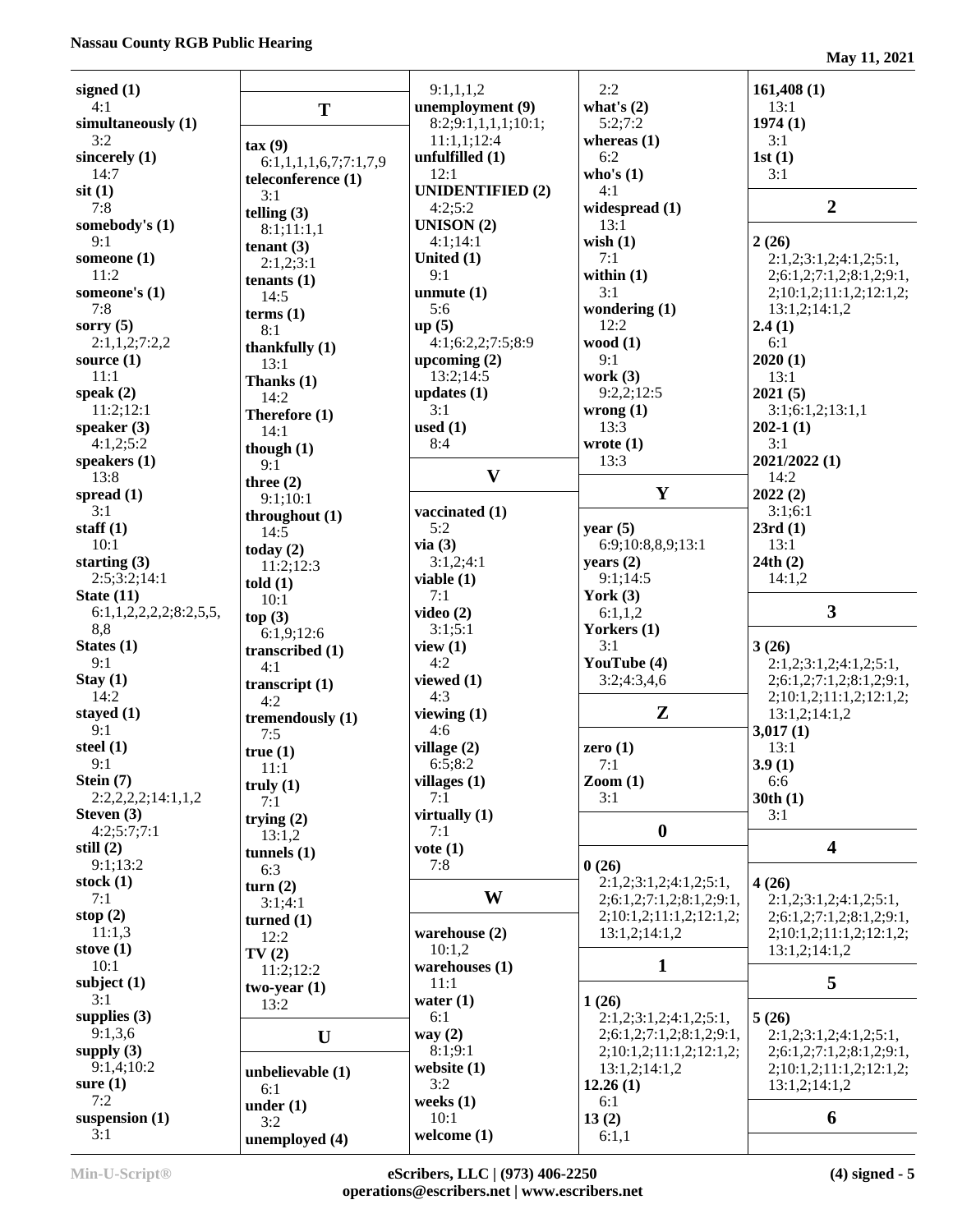**signed (1)**
4:1
**simultaneously (1)**
3:2
**sincerely (1)**
14:7
**sit (1)**
7:8
**somebody's (1)**
9:1
**someone (1)**
11:2
**someone's (1)**
7:8
**sorry (5)**
2:1,1,2;7:2,2
**source (1)**
11:1
**speak (2)**
11:2;12:1
**speaker (3)**
4:1,2;5:2
**speakers (1)**
13:8
**spread (1)**
3:1
**staff (1)**
10:1
**starting (3)**
2:5;3:2;14:1
**State (11)**
6:1,1,2,2,2,2;8:2,5,5,8,8
**States (1)**
9:1
**Stay (1)**
14:2
**stayed (1)**
9:1
**steel (1)**
9:1
**Stein (7)**
2:2,2,2,2;14:1,1,2
**Steven (3)**
4:2;5:7;7:1
**still (2)**
9:1;13:2
**stock (1)**
7:1
**stop (2)**
11:1,3
**stove (1)**
10:1
**subject (1)**
3:1
**supplies (3)**
9:1,3,6
**supply (3)**
9:1,4;10:2
**sure (1)**
7:2
**suspension (1)**
3:1

## T

**tax (9)**
6:1,1,1,1,6,7;7:1,7,9
**teleconference (1)**
3:1
**telling (3)**
8:1;11:1,1
**tenant (3)**
2:1,2;3:1
**tenants (1)**
14:5
**terms (1)**
8:1
**thankfully (1)**
13:1
**Thanks (1)**
14:2
**Therefore (1)**
14:1
**though (1)**
9:1
**three (2)**
9:1;10:1
**throughout (1)**
14:5
**today (2)**
11:2;12:3
**told (1)**
10:1
**top (3)**
6:1,9;12:6
**transcribed (1)**
4:1
**transcript (1)**
4:2
**tremendously (1)**
7:5
**true (1)**
11:1
**truly (1)**
7:1
**trying (2)**
13:1,2
**tunnels (1)**
6:3
**turn (2)**
3:1;4:1
**turned (1)**
12:2
**TV (2)**
11:2;12:2
**two-year (1)**
13:2

## U

**unbelievable (1)**
6:1
**under (1)**
3:2
**unemployed (4)**
9:1,1,1,2
**unemployment (9)**
8:2;9:1,1,1,1;10:1;11:1,1;12:4
**unfulfilled (1)**
12:1
**UNIDENTIFIED (2)**
4:2;5:2
**UNISON (2)**
4:1;14:1
**United (1)**
9:1
**unmute (1)**
5:6
**up (5)**
4:1;6:2,2;7:5;8:9
**upcoming (2)**
13:2;14:5
**updates (1)**
3:1
**used (1)**
8:4

## V

**vaccinated (1)**
5:2
**via (3)**
3:1,2;4:1
**viable (1)**
7:1
**video (2)**
3:1;5:1
**view (1)**
4:2
**viewed (1)**
4:3
**viewing (1)**
4:6
**village (2)**
6:5;8:2
**villages (1)**
7:1
**virtually (1)**
7:1
**vote (1)**
7:8

## W

**warehouse (2)**
10:1,2
**warehouses (1)**
11:1
**water (1)**
6:1
**way (2)**
8:1;9:1
**website (1)**
3:2
**weeks (1)**
10:1
**welcome (1)**
2:2
**what's (2)**
5:2;7:2
**whereas (1)**
6:2
**who's (1)**
4:1
**widespread (1)**
13:1
**wish (1)**
7:1
**within (1)**
3:1
**wondering (1)**
12:2
**wood (1)**
9:1
**work (3)**
9:2,2;12:5
**wrong (1)**
13:3
**wrote (1)**
13:3

## Y

**year (5)**
6:9;10:8,8,9;13:1
**years (2)**
9:1;14:5
**York (3)**
6:1,1,2
**Yorkers (1)**
3:1
**YouTube (4)**
3:2;4:3,4,6

## Z

**zero (1)**
7:1
**Zoom (1)**
3:1

## 0

**0 (26)**
2:1,2;3:1,2;4:1,2;5:1,2;6:1,2;7:1,2;8:1,2;9:1,2;10:1,2;11:1,2;12:1,2;13:1,2;14:1,2

## 1

**1 (26)**
2:1,2;3:1,2;4:1,2;5:1,2;6:1,2;7:1,2;8:1,2;9:1,2;10:1,2;11:1,2;12:1,2;13:1,2;14:1,2
**12.26 (1)**
6:1
**13 (2)**
6:1,1
**161,408 (1)**
13:1
**1974 (1)**
3:1
**1st (1)**
3:1

## 2

**2 (26)**
2:1,2;3:1,2;4:1,2;5:1,2;6:1,2;7:1,2;8:1,2;9:1,2;10:1,2;11:1,2;12:1,2;13:1,2;14:1,2
**2.4 (1)**
6:1
**2020 (1)**
13:1
**2021 (5)**
3:1;6:1,2;13:1,1
**202-1 (1)**
3:1
**2021/2022 (1)**
14:2
**2022 (2)**
3:1;6:1
**23rd (1)**
13:1
**24th (2)**
14:1,2

## 3

**3 (26)**
2:1,2;3:1,2;4:1,2;5:1,2;6:1,2;7:1,2;8:1,2;9:1,2;10:1,2;11:1,2;12:1,2;13:1,2;14:1,2
**3,017 (1)**
13:1
**3.9 (1)**
6:6
**30th (1)**
3:1

## 4

**4 (26)**
2:1,2;3:1,2;4:1,2;5:1,2;6:1,2;7:1,2;8:1,2;9:1,2;10:1,2;11:1,2;12:1,2;13:1,2;14:1,2

## 5

**5 (26)**
2:1,2;3:1,2;4:1,2;5:1,2;6:1,2;7:1,2;8:1,2;9:1,2;10:1,2;11:1,2;12:1,2;13:1,2;14:1,2

## 6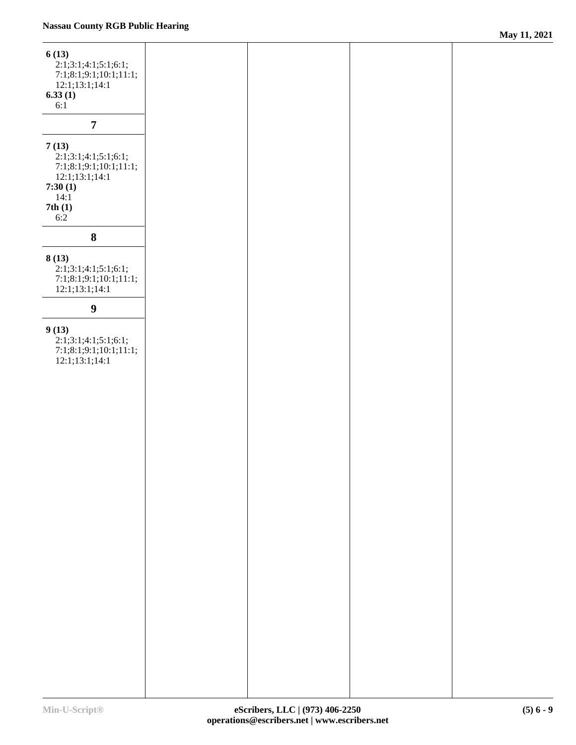**6 (13)**
2:1;3:1;4:1;5:1;6:1;
7:1;8:1;9:1;10:1;11:1;
12:1;13:1;14:1
**6.33 (1)**
6:1

## 7

**7 (13)**
2:1;3:1;4:1;5:1;6:1;
7:1;8:1;9:1;10:1;11:1;
12:1;13:1;14:1
**7:30 (1)**
14:1
**7th (1)**
6:2

## 8

**8 (13)**
2:1;3:1;4:1;5:1;6:1;
7:1;8:1;9:1;10:1;11:1;
12:1;13:1;14:1

## 9

**9 (13)**
2:1;3:1;4:1;5:1;6:1;
7:1;8:1;9:1;10:1;11:1;
12:1;13:1;14:1